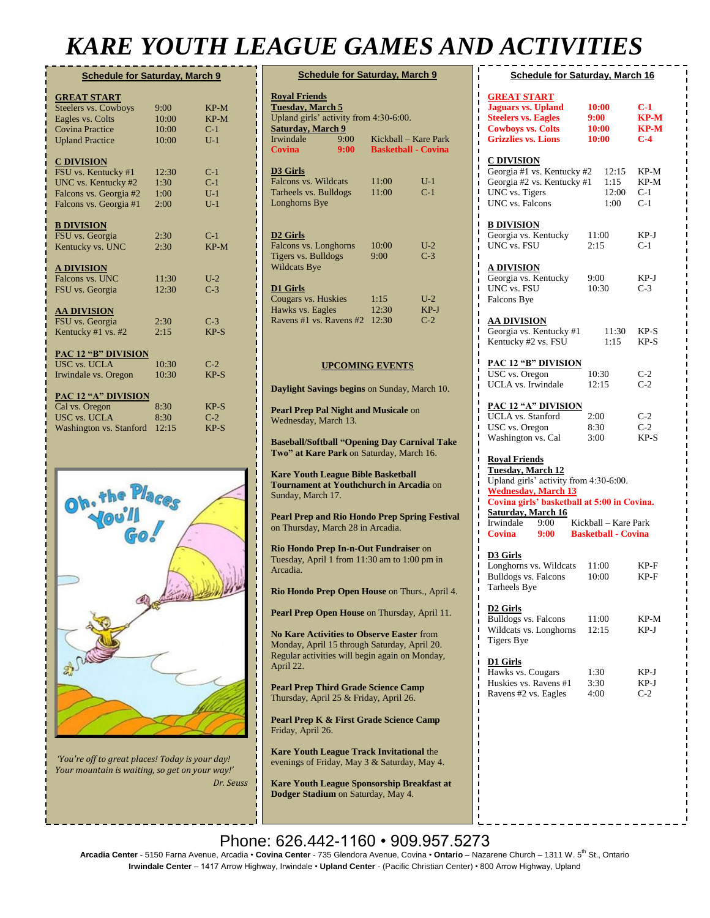# KARE YOUTH LEAGUE GAMES AND ACTIVITIES

## Schedule for Saturday, March 9

**GREAT START**

| Game | Time | Location |
|---|---|---|
| Steelers vs. Cowboys | 9:00 | KP-M |
| Eagles vs. Colts | 10:00 | KP-M |
| Covina Practice | 10:00 | C-1 |
| Upland Practice | 10:00 | U-1 |

**C DIVISION**

| Game | Time | Location |
|---|---|---|
| FSU vs. Kentucky #1 | 12:30 | C-1 |
| UNC vs. Kentucky #2 | 1:30 | C-1 |
| Falcons vs. Georgia #2 | 1:00 | U-1 |
| Falcons vs. Georgia #1 | 2:00 | U-1 |

**B DIVISION**

| Game | Time | Location |
|---|---|---|
| FSU vs. Georgia | 2:30 | C-1 |
| Kentucky vs. UNC | 2:30 | KP-M |

**A DIVISION**

| Game | Time | Location |
|---|---|---|
| Falcons vs. UNC | 11:30 | U-2 |
| FSU vs. Georgia | 12:30 | C-3 |

**AA DIVISION**

| Game | Time | Location |
|---|---|---|
| FSU vs. Georgia | 2:30 | C-3 |
| Kentucky #1 vs. #2 | 2:15 | KP-S |

**PAC 12 "B" DIVISION**

| Game | Time | Location |
|---|---|---|
| USC vs. UCLA | 10:30 | C-2 |
| Irwindale vs. Oregon | 10:30 | KP-S |

**PAC 12 "A" DIVISION**

| Game | Time | Location |
|---|---|---|
| Cal vs. Oregon | 8:30 | KP-S |
| USC vs. UCLA | 8:30 | C-2 |
| Washington vs. Stanford | 12:15 | KP-S |

*'You're off to great places! Today is your day! Your mountain is waiting, so get on your way!'*
*Dr. Seuss*

## Schedule for Saturday, March 9

**Royal Friends**

**Tuesday, March 5**

Upland girls' activity from 4:30-6:00.

**Saturday, March 9**

| Location | Time | Activity |
|---|---|---|
| Irwindale | 9:00 | Kickball – Kare Park |
| **Covina** | **9:00** | **Basketball - Covina** |

**D3 Girls**

| Game | Time | Location |
|---|---|---|
| Falcons vs. Wildcats | 11:00 | U-1 |
| Tarheels vs. Bulldogs | 11:00 | C-1 |
| Longhorns Bye | | |

**D2 Girls**

| Game | Time | Location |
|---|---|---|
| Falcons vs. Longhorns | 10:00 | U-2 |
| Tigers vs. Bulldogs | 9:00 | C-3 |
| Wildcats Bye | | |

**D1 Girls**

| Game | Time | Location |
|---|---|---|
| Cougars vs. Huskies | 1:15 | U-2 |
| Hawks vs. Eagles | 12:30 | KP-J |
| Ravens #1 vs. Ravens #2 | 12:30 | C-2 |

## UPCOMING EVENTS

**Daylight Savings begins** on Sunday, March 10.

**Pearl Prep Pal Night and Musicale** on Wednesday, March 13.

**Baseball/Softball "Opening Day Carnival Take Two" at Kare Park** on Saturday, March 16.

**Kare Youth League Bible Basketball Tournament at Youthchurch in Arcadia** on Sunday, March 17.

**Pearl Prep and Rio Hondo Prep Spring Festival** on Thursday, March 28 in Arcadia.

**Rio Hondo Prep In-n-Out Fundraiser** on Tuesday, April 1 from 11:30 am to 1:00 pm in Arcadia.

**Rio Hondo Prep Open House** on Thurs., April 4.

**Pearl Prep Open House** on Thursday, April 11.

**No Kare Activities to Observe Easter** from Monday, April 15 through Saturday, April 20. Regular activities will begin again on Monday, April 22.

**Pearl Prep Third Grade Science Camp** Thursday, April 25 & Friday, April 26.

**Pearl Prep K & First Grade Science Camp** Friday, April 26.

**Kare Youth League Track Invitational** the evenings of Friday, May 3 & Saturday, May 4.

**Kare Youth League Sponsorship Breakfast at Dodger Stadium** on Saturday, May 4.

## Schedule for Saturday, March 16

**GREAT START**

| Game | Time | Location |
|---|---|---|
| **Jaguars vs. Upland** | **10:00** | **C-1** |
| **Steelers vs. Eagles** | **9:00** | **KP-M** |
| **Cowboys vs. Colts** | **10:00** | **KP-M** |
| **Grizzlies vs. Lions** | **10:00** | **C-4** |

**C DIVISION**

| Game | Time | Location |
|---|---|---|
| Georgia #1 vs. Kentucky #2 | 12:15 | KP-M |
| Georgia #2 vs. Kentucky #1 | 1:15 | KP-M |
| UNC vs. Tigers | 12:00 | C-1 |
| UNC vs. Falcons | 1:00 | C-1 |

**B DIVISION**

| Game | Time | Location |
|---|---|---|
| Georgia vs. Kentucky | 11:00 | KP-J |
| UNC vs. FSU | 2:15 | C-1 |

**A DIVISION**

| Game | Time | Location |
|---|---|---|
| Georgia vs. Kentucky | 9:00 | KP-J |
| UNC vs. FSU | 10:30 | C-3 |
| Falcons Bye | | |

**AA DIVISION**

| Game | Time | Location |
|---|---|---|
| Georgia vs. Kentucky #1 | 11:30 | KP-S |
| Kentucky #2 vs. FSU | 1:15 | KP-S |

**PAC 12 "B" DIVISION**

| Game | Time | Location |
|---|---|---|
| USC vs. Oregon | 10:30 | C-2 |
| UCLA vs. Irwindale | 12:15 | C-2 |

**PAC 12 "A" DIVISION**

| Game | Time | Location |
|---|---|---|
| UCLA vs. Stanford | 2:00 | C-2 |
| USC vs. Oregon | 8:30 | C-2 |
| Washington vs. Cal | 3:00 | KP-S |

**Royal Friends**

**Tuesday, March 12**

Upland girls' activity from 4:30-6:00.

**Wednesday, March 13**

**Covina girls' basketball at 5:00 in Covina.**

**Saturday, March 16**

| Location | Time | Activity |
|---|---|---|
| Irwindale | 9:00 | Kickball – Kare Park |
| **Covina** | **9:00** | **Basketball - Covina** |

**D3 Girls**

| Game | Time | Location |
|---|---|---|
| Longhorns vs. Wildcats | 11:00 | KP-F |
| Bulldogs vs. Falcons | 10:00 | KP-F |
| Tarheels Bye | | |

**D2 Girls**

| Game | Time | Location |
|---|---|---|
| Bulldogs vs. Falcons | 11:00 | KP-M |
| Wildcats vs. Longhorns | 12:15 | KP-J |
| Tigers Bye | | |

**D1 Girls**

| Game | Time | Location |
|---|---|---|
| Hawks vs. Cougars | 1:30 | KP-J |
| Huskies vs. Ravens #1 | 3:30 | KP-J |
| Ravens #2 vs. Eagles | 4:00 | C-2 |

Phone: 626.442-1160 • 909.957.5273

**Arcadia Center** - 5150 Farna Avenue, Arcadia • **Covina Center** - 735 Glendora Avenue, Covina • **Ontario** – Nazarene Church – 1311 W. 5th St., Ontario
**Irwindale Center** – 1417 Arrow Highway, Irwindale • **Upland Center** - (Pacific Christian Center) • 800 Arrow Highway, Upland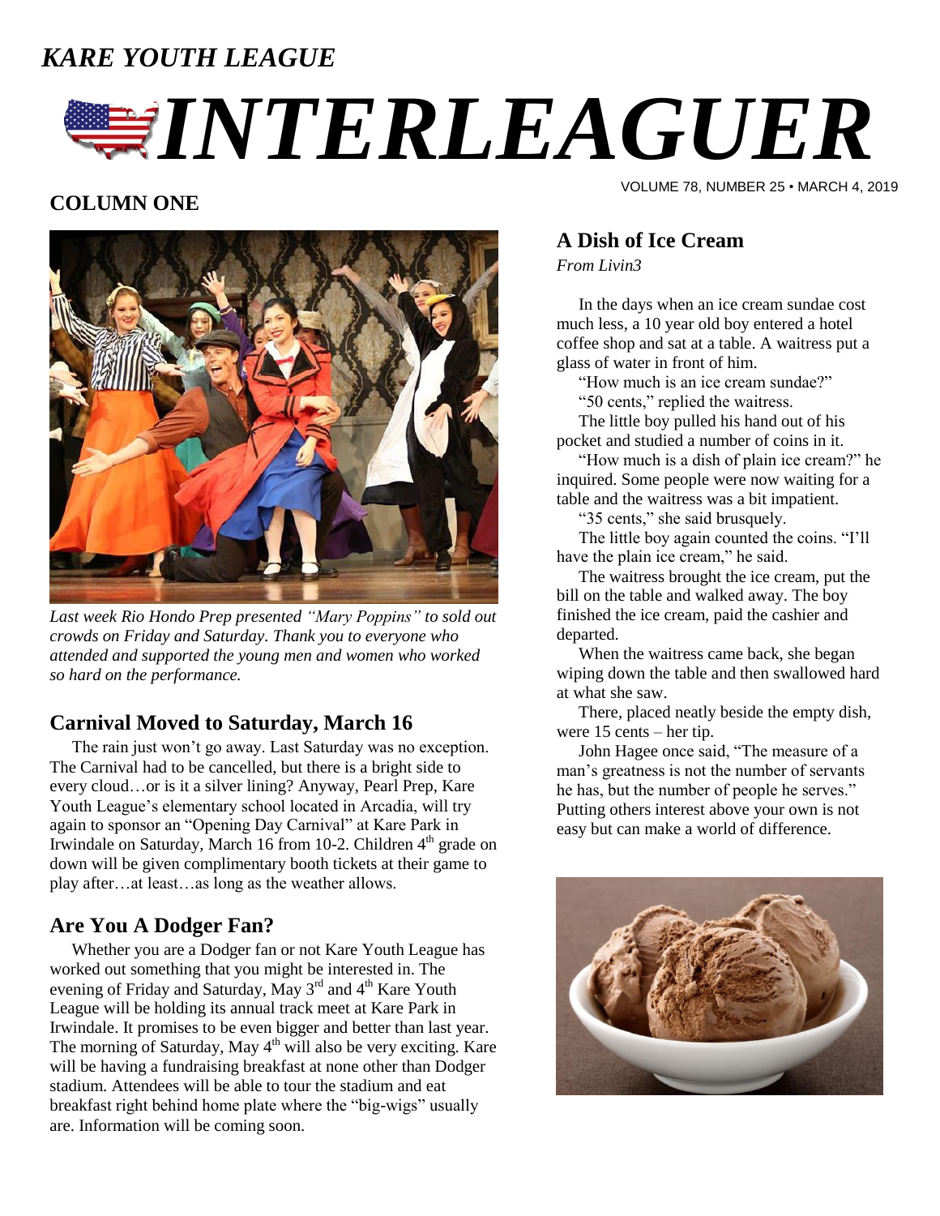*KARE YOUTH LEAGUE*

# *INTERLEAGUER*

VOLUME 78, NUMBER 25 • MARCH 4, 2019

## COLUMN ONE

*Last week Rio Hondo Prep presented "Mary Poppins" to sold out crowds on Friday and Saturday. Thank you to everyone who attended and supported the young men and women who worked so hard on the performance.*

### Carnival Moved to Saturday, March 16

The rain just won't go away. Last Saturday was no exception. The Carnival had to be cancelled, but there is a bright side to every cloud…or is it a silver lining? Anyway, Pearl Prep, Kare Youth League's elementary school located in Arcadia, will try again to sponsor an "Opening Day Carnival" at Kare Park in Irwindale on Saturday, March 16 from 10-2. Children 4th grade on down will be given complimentary booth tickets at their game to play after…at least…as long as the weather allows.

### Are You A Dodger Fan?

Whether you are a Dodger fan or not Kare Youth League has worked out something that you might be interested in. The evening of Friday and Saturday, May 3rd and 4th Kare Youth League will be holding its annual track meet at Kare Park in Irwindale. It promises to be even bigger and better than last year. The morning of Saturday, May 4th will also be very exciting. Kare will be having a fundraising breakfast at none other than Dodger stadium. Attendees will be able to tour the stadium and eat breakfast right behind home plate where the "big-wigs" usually are. Information will be coming soon.

### A Dish of Ice Cream

*From Livin3*

In the days when an ice cream sundae cost much less, a 10 year old boy entered a hotel coffee shop and sat at a table. A waitress put a glass of water in front of him.

"How much is an ice cream sundae?"

"50 cents," replied the waitress.

The little boy pulled his hand out of his pocket and studied a number of coins in it.

"How much is a dish of plain ice cream?" he inquired. Some people were now waiting for a table and the waitress was a bit impatient.

"35 cents," she said brusquely.

The little boy again counted the coins. "I'll have the plain ice cream," he said.

The waitress brought the ice cream, put the bill on the table and walked away. The boy finished the ice cream, paid the cashier and departed.

When the waitress came back, she began wiping down the table and then swallowed hard at what she saw.

There, placed neatly beside the empty dish, were 15 cents – her tip.

John Hagee once said, "The measure of a man's greatness is not the number of servants he has, but the number of people he serves." Putting others interest above your own is not easy but can make a world of difference.